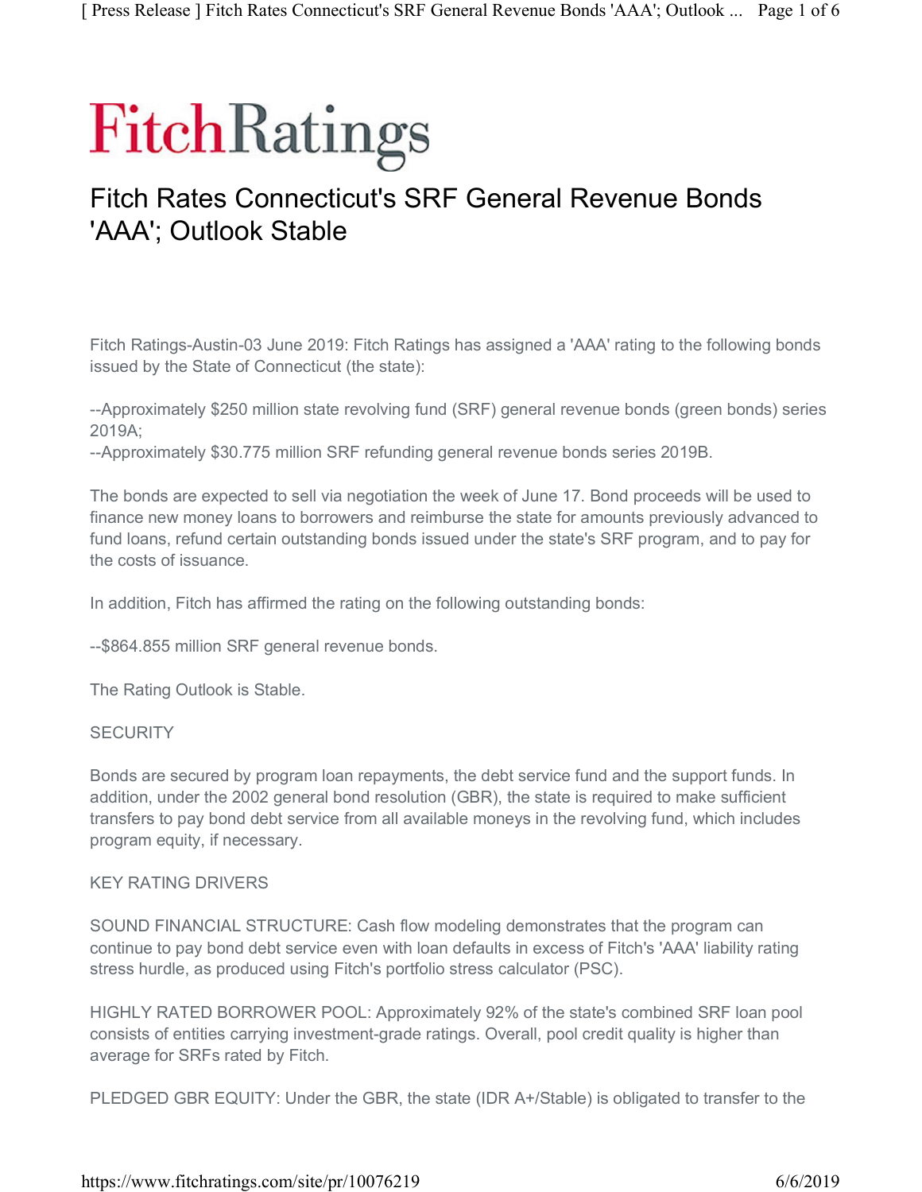# Fitch Ratings

## Fitch Rates Connecticut's SRF General Revenue Bonds 'AAA'; Outlook Stable

Fitch Ratings-Austin-03 June 2019: Fitch Ratings has assigned a 'AAA' rating to the following bonds issued by the State of Connecticut (the state):

--Approximately $250 million state revolving fund (SRF) general revenue bonds (green bonds) series 2019A;
--Approximately $30.775 million SRF refunding general revenue bonds series 2019B.

The bonds are expected to sell via negotiation the week of June 17. Bond proceeds will be used to finance new money loans to borrowers and reimburse the state for amounts previously advanced to fund loans, refund certain outstanding bonds issued under the state's SRF program, and to pay for the costs of issuance.

In addition, Fitch has affirmed the rating on the following outstanding bonds:

--$864.855 million SRF general revenue bonds.

The Rating Outlook is Stable.

SECURITY

Bonds are secured by program loan repayments, the debt service fund and the support funds. In addition, under the 2002 general bond resolution (GBR), the state is required to make sufficient transfers to pay bond debt service from all available moneys in the revolving fund, which includes program equity, if necessary.

KEY RATING DRIVERS

SOUND FINANCIAL STRUCTURE: Cash flow modeling demonstrates that the program can continue to pay bond debt service even with loan defaults in excess of Fitch's 'AAA' liability rating stress hurdle, as produced using Fitch's portfolio stress calculator (PSC).

HIGHLY RATED BORROWER POOL: Approximately 92% of the state's combined SRF loan pool consists of entities carrying investment-grade ratings. Overall, pool credit quality is higher than average for SRFs rated by Fitch.

PLEDGED GBR EQUITY: Under the GBR, the state (IDR A+/Stable) is obligated to transfer to the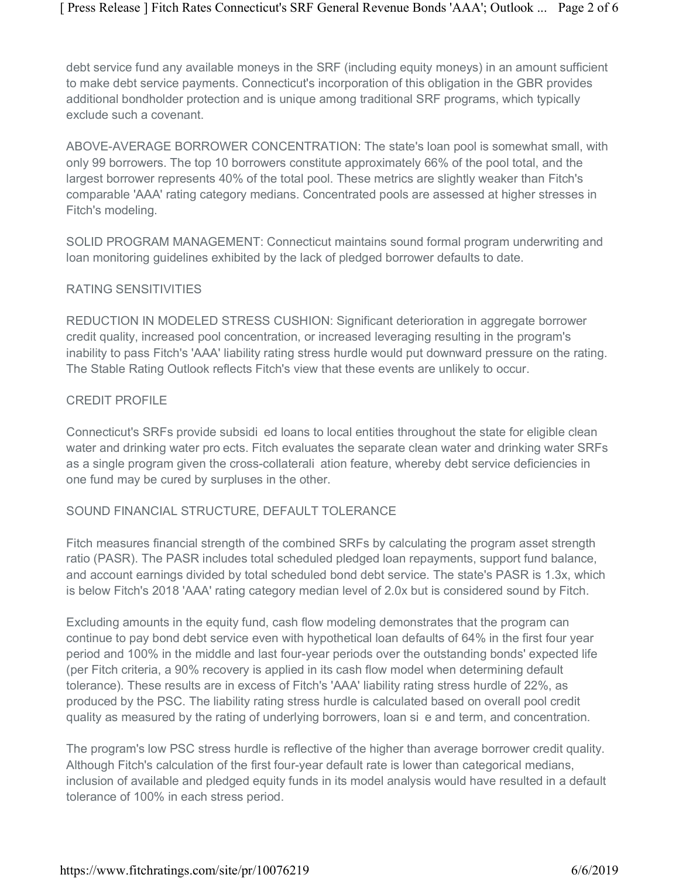debt service fund any available moneys in the SRF (including equity moneys) in an amount sufficient to make debt service payments. Connecticut's incorporation of this obligation in the GBR provides additional bondholder protection and is unique among traditional SRF programs, which typically exclude such a covenant.

ABOVE-AVERAGE BORROWER CONCENTRATION: The state's loan pool is somewhat small, with only 99 borrowers. The top 10 borrowers constitute approximately 66% of the pool total, and the largest borrower represents 40% of the total pool. These metrics are slightly weaker than Fitch's comparable 'AAA' rating category medians. Concentrated pools are assessed at higher stresses in Fitch's modeling.

SOLID PROGRAM MANAGEMENT: Connecticut maintains sound formal program underwriting and loan monitoring guidelines exhibited by the lack of pledged borrower defaults to date.

RATING SENSITIVITIES

REDUCTION IN MODELED STRESS CUSHION: Significant deterioration in aggregate borrower credit quality, increased pool concentration, or increased leveraging resulting in the program's inability to pass Fitch's 'AAA' liability rating stress hurdle would put downward pressure on the rating. The Stable Rating Outlook reflects Fitch's view that these events are unlikely to occur.

CREDIT PROFILE

Connecticut's SRFs provide subsidi ed loans to local entities throughout the state for eligible clean water and drinking water pro ects. Fitch evaluates the separate clean water and drinking water SRFs as a single program given the cross-collaterali ation feature, whereby debt service deficiencies in one fund may be cured by surpluses in the other.

SOUND FINANCIAL STRUCTURE, DEFAULT TOLERANCE

Fitch measures financial strength of the combined SRFs by calculating the program asset strength ratio (PASR). The PASR includes total scheduled pledged loan repayments, support fund balance, and account earnings divided by total scheduled bond debt service. The state's PASR is 1.3x, which is below Fitch's 2018 'AAA' rating category median level of 2.0x but is considered sound by Fitch.

Excluding amounts in the equity fund, cash flow modeling demonstrates that the program can continue to pay bond debt service even with hypothetical loan defaults of 64% in the first four year period and 100% in the middle and last four-year periods over the outstanding bonds' expected life (per Fitch criteria, a 90% recovery is applied in its cash flow model when determining default tolerance). These results are in excess of Fitch's 'AAA' liability rating stress hurdle of 22%, as produced by the PSC. The liability rating stress hurdle is calculated based on overall pool credit quality as measured by the rating of underlying borrowers, loan si e and term, and concentration.

The program's low PSC stress hurdle is reflective of the higher than average borrower credit quality. Although Fitch's calculation of the first four-year default rate is lower than categorical medians, inclusion of available and pledged equity funds in its model analysis would have resulted in a default tolerance of 100% in each stress period.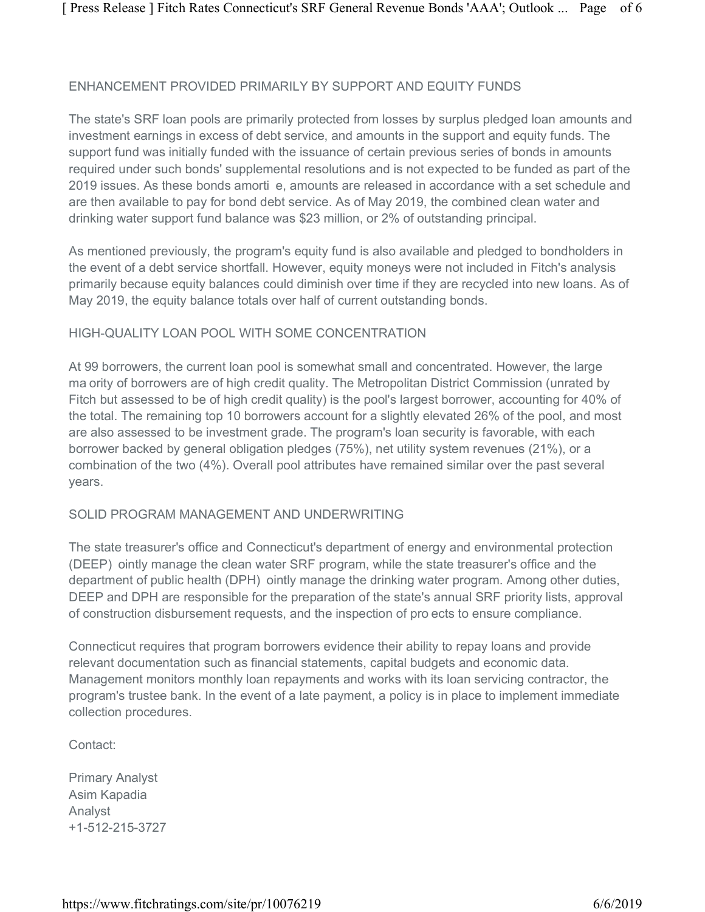## ENHANCEMENT PROVIDED PRIMARILY BY SUPPORT AND EQUITY FUNDS

The state's SRF loan pools are primarily protected from losses by surplus pledged loan amounts and investment earnings in excess of debt service, and amounts in the support and equity funds. The support fund was initially funded with the issuance of certain previous series of bonds in amounts required under such bonds' supplemental resolutions and is not expected to be funded as part of the 2019 issues. As these bonds amorti e, amounts are released in accordance with a set schedule and are then available to pay for bond debt service. As of May 2019, the combined clean water and drinking water support fund balance was $23 million, or 2% of outstanding principal.

As mentioned previously, the program's equity fund is also available and pledged to bondholders in the event of a debt service shortfall. However, equity moneys were not included in Fitch's analysis primarily because equity balances could diminish over time if they are recycled into new loans. As of May 2019, the equity balance totals over half of current outstanding bonds.

## HIGH-QUALITY LOAN POOL WITH SOME CONCENTRATION

At 99 borrowers, the current loan pool is somewhat small and concentrated. However, the large ma ority of borrowers are of high credit quality. The Metropolitan District Commission (unrated by Fitch but assessed to be of high credit quality) is the pool's largest borrower, accounting for 40% of the total. The remaining top 10 borrowers account for a slightly elevated 26% of the pool, and most are also assessed to be investment grade. The program's loan security is favorable, with each borrower backed by general obligation pledges (75%), net utility system revenues (21%), or a combination of the two (4%). Overall pool attributes have remained similar over the past several years.

## SOLID PROGRAM MANAGEMENT AND UNDERWRITING

The state treasurer's office and Connecticut's department of energy and environmental protection (DEEP) ointly manage the clean water SRF program, while the state treasurer's office and the department of public health (DPH) ointly manage the drinking water program. Among other duties, DEEP and DPH are responsible for the preparation of the state's annual SRF priority lists, approval of construction disbursement requests, and the inspection of pro ects to ensure compliance.

Connecticut requires that program borrowers evidence their ability to repay loans and provide relevant documentation such as financial statements, capital budgets and economic data. Management monitors monthly loan repayments and works with its loan servicing contractor, the program's trustee bank. In the event of a late payment, a policy is in place to implement immediate collection procedures.

Contact:

Primary Analyst
Asim Kapadia
Analyst
+1-512-215-3727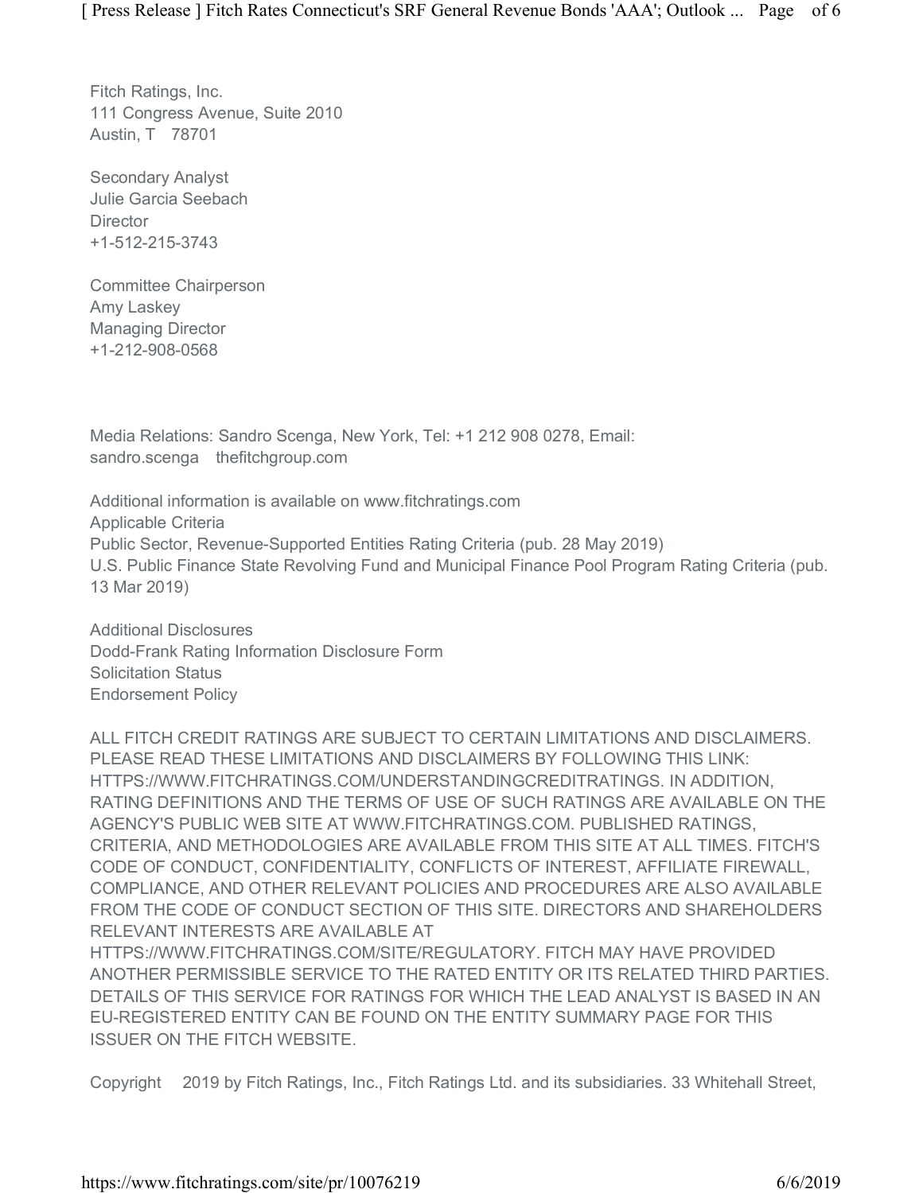Fitch Ratings, Inc.
111 Congress Avenue, Suite 2010
Austin, T 78701

Secondary Analyst
Julie Garcia Seebach
Director
+1-512-215-3743

Committee Chairperson
Amy Laskey
Managing Director
+1-212-908-0568

Media Relations: Sandro Scenga, New York, Tel: +1 212 908 0278, Email:
sandro.scenga thefitchgroup.com

Additional information is available on www.fitchratings.com
Applicable Criteria
Public Sector, Revenue-Supported Entities Rating Criteria (pub. 28 May 2019)
U.S. Public Finance State Revolving Fund and Municipal Finance Pool Program Rating Criteria (pub. 13 Mar 2019)

Additional Disclosures
Dodd-Frank Rating Information Disclosure Form
Solicitation Status
Endorsement Policy

ALL FITCH CREDIT RATINGS ARE SUBJECT TO CERTAIN LIMITATIONS AND DISCLAIMERS. PLEASE READ THESE LIMITATIONS AND DISCLAIMERS BY FOLLOWING THIS LINK: HTTPS://WWW.FITCHRATINGS.COM/UNDERSTANDINGCREDITRATINGS. IN ADDITION, RATING DEFINITIONS AND THE TERMS OF USE OF SUCH RATINGS ARE AVAILABLE ON THE AGENCY'S PUBLIC WEB SITE AT WWW.FITCHRATINGS.COM. PUBLISHED RATINGS, CRITERIA, AND METHODOLOGIES ARE AVAILABLE FROM THIS SITE AT ALL TIMES. FITCH'S CODE OF CONDUCT, CONFIDENTIALITY, CONFLICTS OF INTEREST, AFFILIATE FIREWALL, COMPLIANCE, AND OTHER RELEVANT POLICIES AND PROCEDURES ARE ALSO AVAILABLE FROM THE CODE OF CONDUCT SECTION OF THIS SITE. DIRECTORS AND SHAREHOLDERS RELEVANT INTERESTS ARE AVAILABLE AT HTTPS://WWW.FITCHRATINGS.COM/SITE/REGULATORY. FITCH MAY HAVE PROVIDED ANOTHER PERMISSIBLE SERVICE TO THE RATED ENTITY OR ITS RELATED THIRD PARTIES. DETAILS OF THIS SERVICE FOR RATINGS FOR WHICH THE LEAD ANALYST IS BASED IN AN EU-REGISTERED ENTITY CAN BE FOUND ON THE ENTITY SUMMARY PAGE FOR THIS ISSUER ON THE FITCH WEBSITE.

Copyright 2019 by Fitch Ratings, Inc., Fitch Ratings Ltd. and its subsidiaries. 33 Whitehall Street,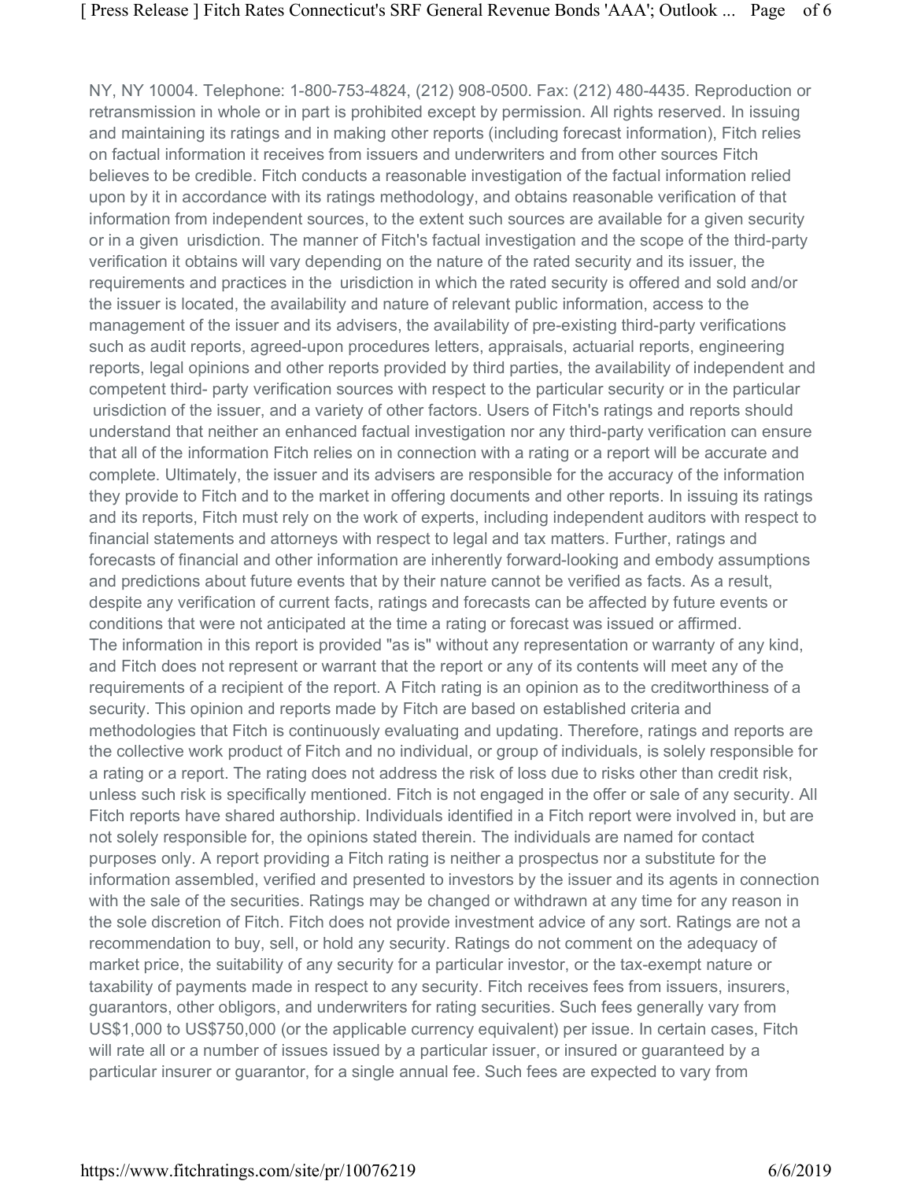NY, NY 10004. Telephone: 1-800-753-4824, (212) 908-0500. Fax: (212) 480-4435. Reproduction or retransmission in whole or in part is prohibited except by permission. All rights reserved. In issuing and maintaining its ratings and in making other reports (including forecast information), Fitch relies on factual information it receives from issuers and underwriters and from other sources Fitch believes to be credible. Fitch conducts a reasonable investigation of the factual information relied upon by it in accordance with its ratings methodology, and obtains reasonable verification of that information from independent sources, to the extent such sources are available for a given security or in a given urisdiction. The manner of Fitch's factual investigation and the scope of the third-party verification it obtains will vary depending on the nature of the rated security and its issuer, the requirements and practices in the urisdiction in which the rated security is offered and sold and/or the issuer is located, the availability and nature of relevant public information, access to the management of the issuer and its advisers, the availability of pre-existing third-party verifications such as audit reports, agreed-upon procedures letters, appraisals, actuarial reports, engineering reports, legal opinions and other reports provided by third parties, the availability of independent and competent third- party verification sources with respect to the particular security or in the particular urisdiction of the issuer, and a variety of other factors. Users of Fitch's ratings and reports should understand that neither an enhanced factual investigation nor any third-party verification can ensure that all of the information Fitch relies on in connection with a rating or a report will be accurate and complete. Ultimately, the issuer and its advisers are responsible for the accuracy of the information they provide to Fitch and to the market in offering documents and other reports. In issuing its ratings and its reports, Fitch must rely on the work of experts, including independent auditors with respect to financial statements and attorneys with respect to legal and tax matters. Further, ratings and forecasts of financial and other information are inherently forward-looking and embody assumptions and predictions about future events that by their nature cannot be verified as facts. As a result, despite any verification of current facts, ratings and forecasts can be affected by future events or conditions that were not anticipated at the time a rating or forecast was issued or affirmed.

The information in this report is provided "as is" without any representation or warranty of any kind, and Fitch does not represent or warrant that the report or any of its contents will meet any of the requirements of a recipient of the report. A Fitch rating is an opinion as to the creditworthiness of a security. This opinion and reports made by Fitch are based on established criteria and methodologies that Fitch is continuously evaluating and updating. Therefore, ratings and reports are the collective work product of Fitch and no individual, or group of individuals, is solely responsible for a rating or a report. The rating does not address the risk of loss due to risks other than credit risk, unless such risk is specifically mentioned. Fitch is not engaged in the offer or sale of any security. All Fitch reports have shared authorship. Individuals identified in a Fitch report were involved in, but are not solely responsible for, the opinions stated therein. The individuals are named for contact purposes only. A report providing a Fitch rating is neither a prospectus nor a substitute for the information assembled, verified and presented to investors by the issuer and its agents in connection with the sale of the securities. Ratings may be changed or withdrawn at any time for any reason in the sole discretion of Fitch. Fitch does not provide investment advice of any sort. Ratings are not a recommendation to buy, sell, or hold any security. Ratings do not comment on the adequacy of market price, the suitability of any security for a particular investor, or the tax-exempt nature or taxability of payments made in respect to any security. Fitch receives fees from issuers, insurers, guarantors, other obligors, and underwriters for rating securities. Such fees generally vary from US$1,000 to US$750,000 (or the applicable currency equivalent) per issue. In certain cases, Fitch will rate all or a number of issues issued by a particular issuer, or insured or guaranteed by a particular insurer or guarantor, for a single annual fee. Such fees are expected to vary from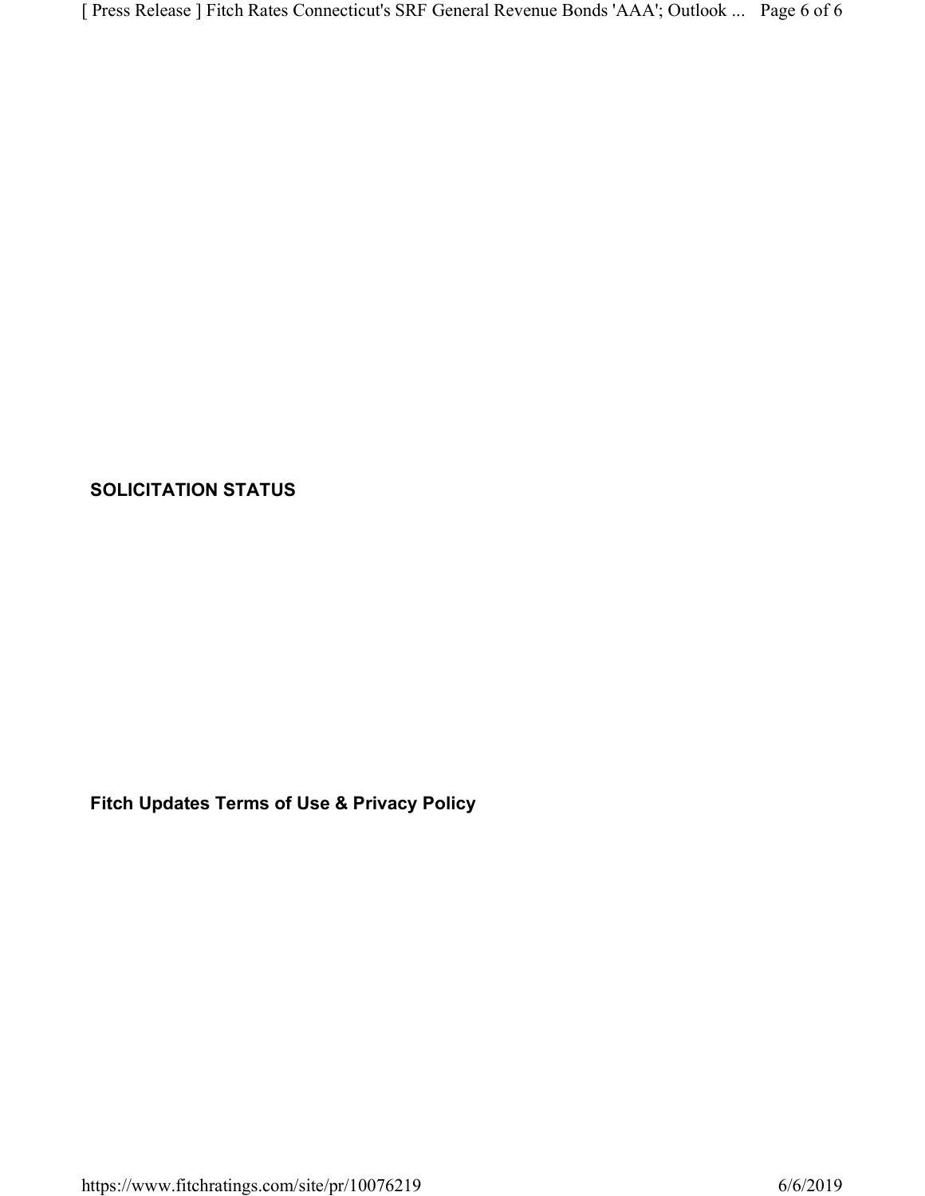**SOLICITATION STATUS**

**Fitch Updates Terms of Use & Privacy Policy**